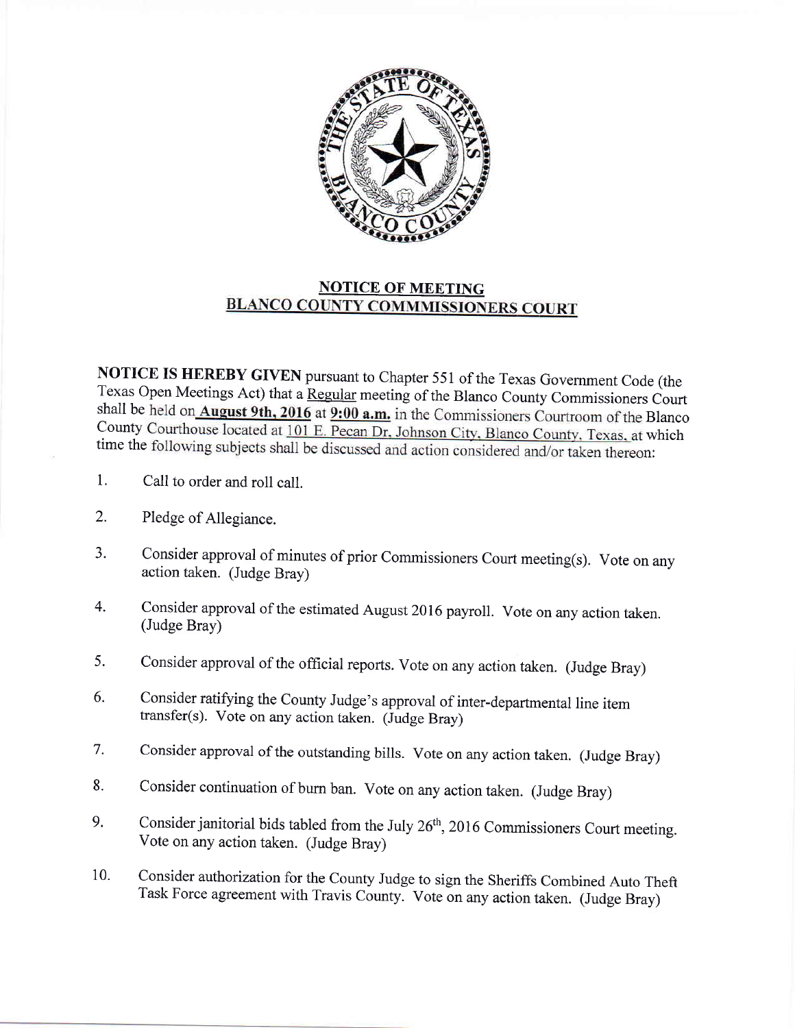## NOTICE OF MEETING
## BLANCO COUNTY COMMMISSIONERS COURT

**NOTICE IS HEREBY GIVEN** pursuant to Chapter 551 of the Texas Government Code (the Texas Open Meetings Act) that a Regular meeting of the Blanco County Commissioners Court shall be held on **August 9th, 2016** at **9:00 a.m.** in the Commissioners Courtroom of the Blanco County Courthouse located at 101 E. Pecan Dr. Johnson City, Blanco County, Texas, at which time the following subjects shall be discussed and action considered and/or taken thereon:

1. Call to order and roll call.
2. Pledge of Allegiance.
3. Consider approval of minutes of prior Commissioners Court meeting(s). Vote on any action taken. (Judge Bray)
4. Consider approval of the estimated August 2016 payroll. Vote on any action taken. (Judge Bray)
5. Consider approval of the official reports. Vote on any action taken. (Judge Bray)
6. Consider ratifying the County Judge's approval of inter-departmental line item transfer(s). Vote on any action taken. (Judge Bray)
7. Consider approval of the outstanding bills. Vote on any action taken. (Judge Bray)
8. Consider continuation of burn ban. Vote on any action taken. (Judge Bray)
9. Consider janitorial bids tabled from the July 26th, 2016 Commissioners Court meeting. Vote on any action taken. (Judge Bray)
10. Consider authorization for the County Judge to sign the Sheriffs Combined Auto Theft Task Force agreement with Travis County. Vote on any action taken. (Judge Bray)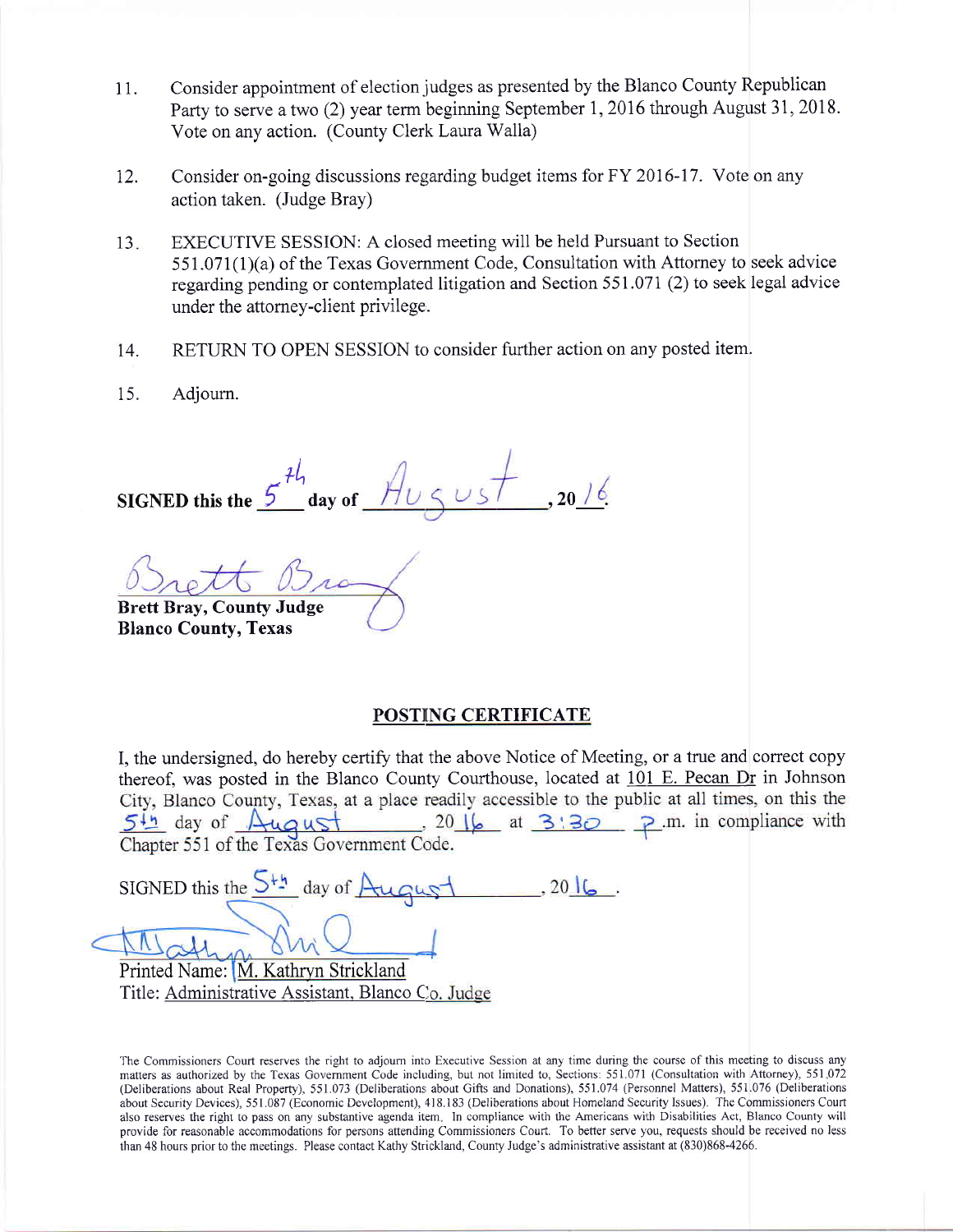11. Consider appointment of election judges as presented by the Blanco County Republican Party to serve a two (2) year term beginning September 1, 2016 through August 31, 2018. Vote on any action. (County Clerk Laura Walla)

12. Consider on-going discussions regarding budget items for FY 2016-17. Vote on any action taken. (Judge Bray)

13. EXECUTIVE SESSION: A closed meeting will be held Pursuant to Section 551.071(1)(a) of the Texas Government Code, Consultation with Attorney to seek advice regarding pending or contemplated litigation and Section 551.071 (2) to seek legal advice under the attorney-client privilege.

14. RETURN TO OPEN SESSION to consider further action on any posted item.

15. Adjourn.

**SIGNED this the** 5th **day of** August **, 20**16.

Brett Bray

**Brett Bray, County Judge**
**Blanco County, Texas**

## POSTING CERTIFICATE

I, the undersigned, do hereby certify that the above Notice of Meeting, or a true and correct copy thereof, was posted in the Blanco County Courthouse, located at 101 E. Pecan Dr in Johnson City, Blanco County, Texas, at a place readily accessible to the public at all times, on this the 5th day of August, 2016 at 3:30 p.m. in compliance with Chapter 551 of the Texas Government Code.

SIGNED this the 5th day of August, 2016.

Kathryn Strickland

Printed Name: M. Kathryn Strickland
Title: Administrative Assistant, Blanco Co. Judge

The Commissioners Court reserves the right to adjourn into Executive Session at any time during the course of this meeting to discuss any matters as authorized by the Texas Government Code including, but not limited to, Sections: 551.071 (Consultation with Attorney), 551.072 (Deliberations about Real Property), 551.073 (Deliberations about Gifts and Donations), 551.074 (Personnel Matters), 551.076 (Deliberations about Security Devices), 551.087 (Economic Development), 418.183 (Deliberations about Homeland Security Issues). The Commissioners Court also reserves the right to pass on any substantive agenda item. In compliance with the Americans with Disabilities Act, Blanco County will provide for reasonable accommodations for persons attending Commissioners Court. To better serve you, requests should be received no less than 48 hours prior to the meetings. Please contact Kathy Strickland, County Judge's administrative assistant at (830)868-4266.